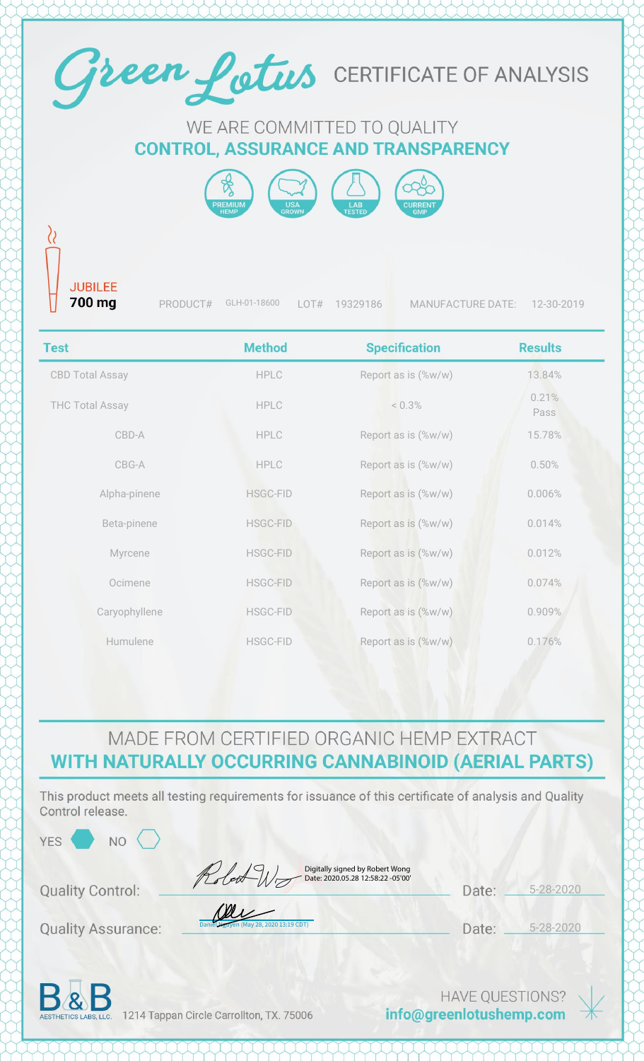# Green Lotus CERTIFICATE OF ANALYSIS

WE ARE COMMITTED TO QUALITY
**CONTROL, ASSURANCE AND TRANSPARENCY**

PREMIUM HEMP | USA GROWN | LAB TESTED | CURRENT GMP

**JUBILEE**
**700 mg**

PRODUCT# GLH-01-18600 LOT# 19329186 MANUFACTURE DATE: 12-30-2019

| Test | Method | Specification | Results |
|---|---|---|---|
| CBD Total Assay | HPLC | Report as is (%w/w) | 13.84% |
| THC Total Assay | HPLC | < 0.3% | 0.21% Pass |
| CBD-A | HPLC | Report as is (%w/w) | 15.78% |
| CBG-A | HPLC | Report as is (%w/w) | 0.50% |
| Alpha-pinene | HSGC-FID | Report as is (%w/w) | 0.006% |
| Beta-pinene | HSGC-FID | Report as is (%w/w) | 0.014% |
| Myrcene | HSGC-FID | Report as is (%w/w) | 0.012% |
| Ocimene | HSGC-FID | Report as is (%w/w) | 0.074% |
| Caryophyllene | HSGC-FID | Report as is (%w/w) | 0.909% |
| Humulene | HSGC-FID | Report as is (%w/w) | 0.176% |

MADE FROM CERTIFIED ORGANIC HEMP EXTRACT
**WITH NATURALLY OCCURRING CANNABINOID (AERIAL PARTS)**

This product meets all testing requirements for issuance of this certificate of analysis and Quality Control release.

YES ⬢ NO ⬡

Quality Control: Digitally signed by Robert Wong Date: 2020.05.28 12:58:22 -05'00' Date: 5-28-2020

Quality Assurance: Daniel Nguyen (May 28, 2020 13:19 CDT) Date: 5-28-2020

B&B AESTHETICS LABS, LLC. 1214 Tappan Circle Carrollton, TX. 75006

HAVE QUESTIONS?
**info@greenlotushemp.com**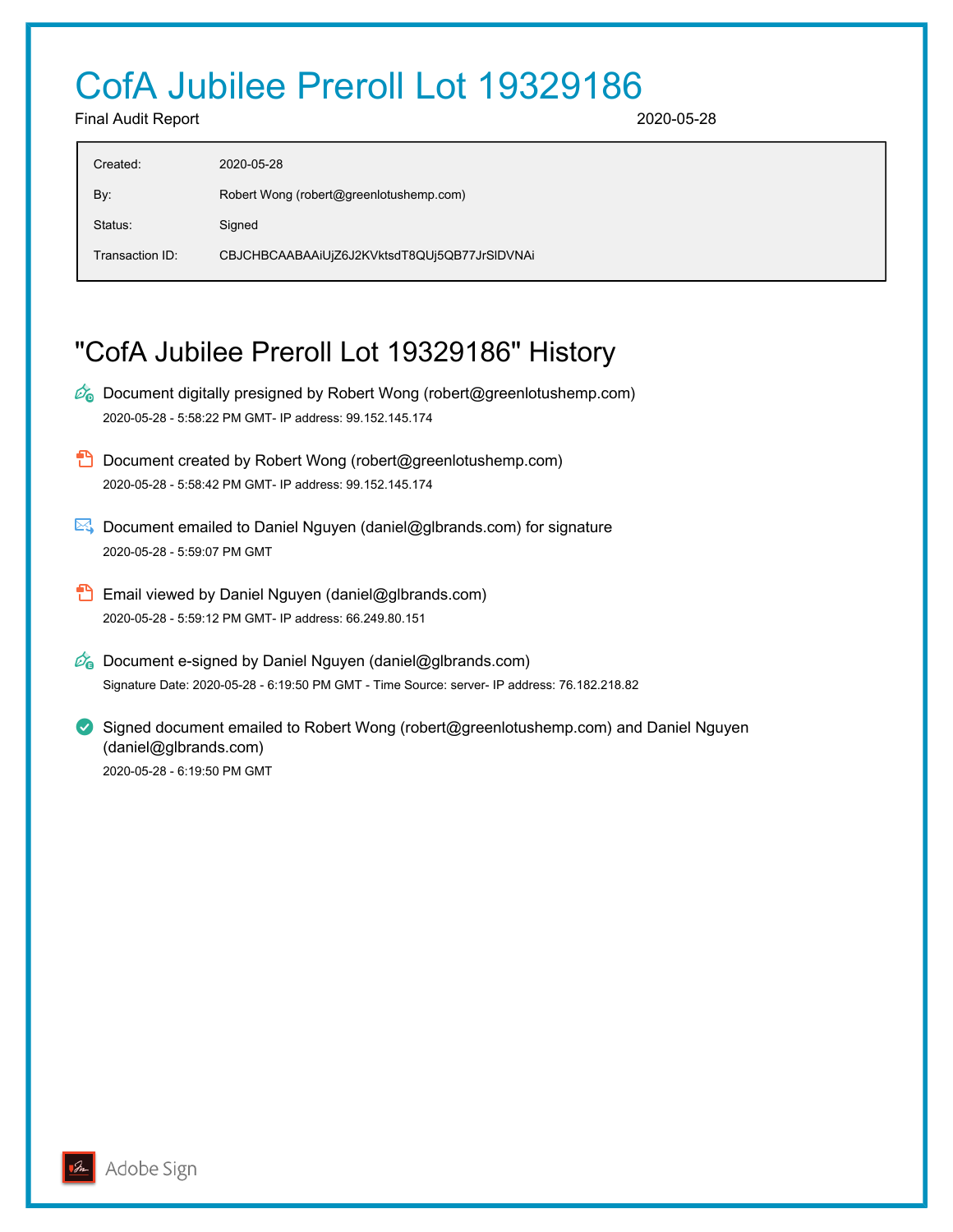# CofA Jubilee Preroll Lot 19329186

Final Audit Report 2020-05-28

| | |
|---|---|
| Created: | 2020-05-28 |
| By: | Robert Wong (robert@greenlotushemp.com) |
| Status: | Signed |
| Transaction ID: | CBJCHBCAABAAiUjZ6J2KVktsdT8QUj5QB77JrSlDVNAi |

## "CofA Jubilee Preroll Lot 19329186" History

- Document digitally presigned by Robert Wong (robert@greenlotushemp.com)
  2020-05-28 - 5:58:22 PM GMT- IP address: 99.152.145.174

- Document created by Robert Wong (robert@greenlotushemp.com)
  2020-05-28 - 5:58:42 PM GMT- IP address: 99.152.145.174

- Document emailed to Daniel Nguyen (daniel@glbrands.com) for signature
  2020-05-28 - 5:59:07 PM GMT

- Email viewed by Daniel Nguyen (daniel@glbrands.com)
  2020-05-28 - 5:59:12 PM GMT- IP address: 66.249.80.151

- Document e-signed by Daniel Nguyen (daniel@glbrands.com)
  Signature Date: 2020-05-28 - 6:19:50 PM GMT - Time Source: server- IP address: 76.182.218.82

- Signed document emailed to Robert Wong (robert@greenlotushemp.com) and Daniel Nguyen (daniel@glbrands.com)
  2020-05-28 - 6:19:50 PM GMT

Adobe Sign